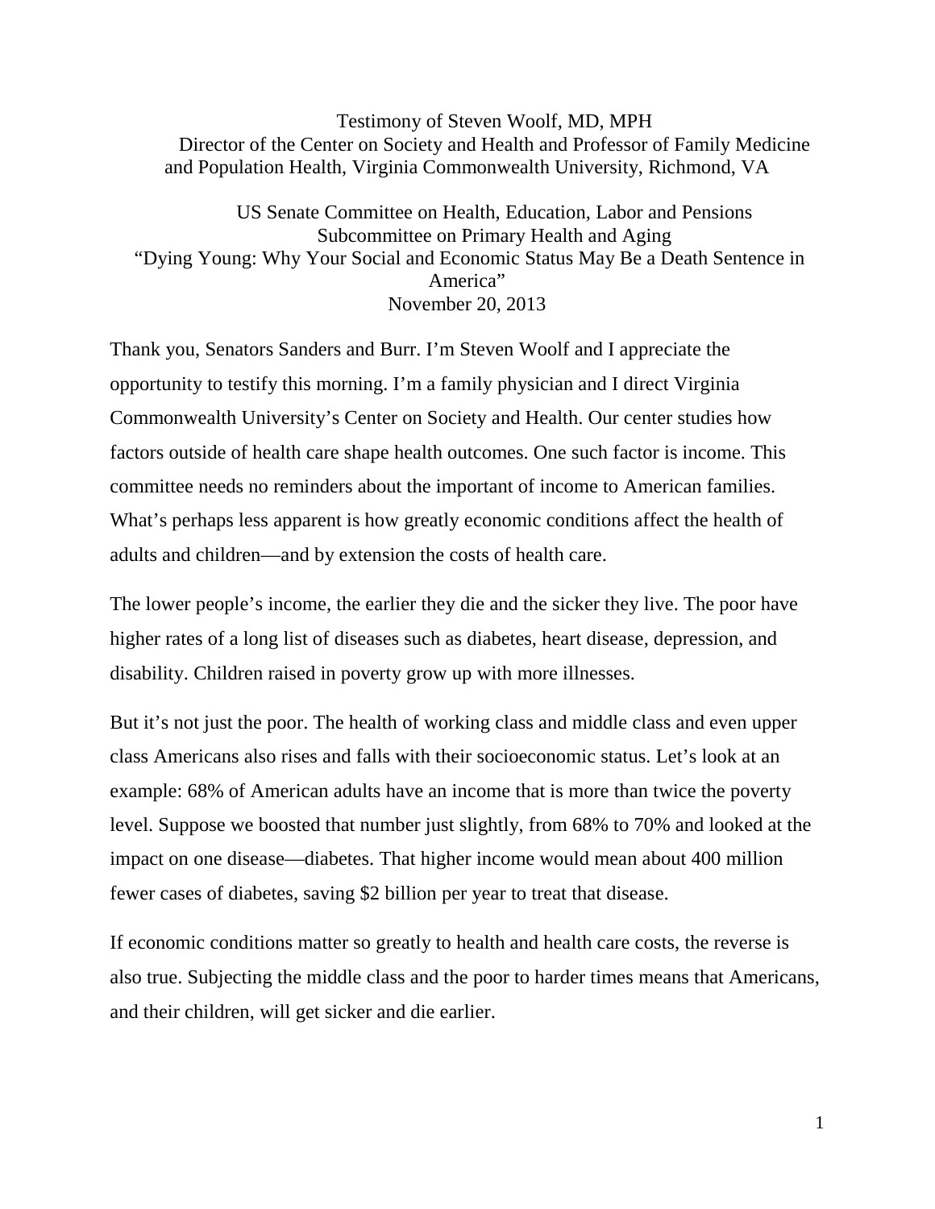Testimony of Steven Woolf, MD, MPH
Director of the Center on Society and Health and Professor of Family Medicine and Population Health, Virginia Commonwealth University, Richmond, VA

US Senate Committee on Health, Education, Labor and Pensions
Subcommittee on Primary Health and Aging
"Dying Young: Why Your Social and Economic Status May Be a Death Sentence in America"
November 20, 2013

Thank you, Senators Sanders and Burr. I'm Steven Woolf and I appreciate the opportunity to testify this morning. I'm a family physician and I direct Virginia Commonwealth University's Center on Society and Health. Our center studies how factors outside of health care shape health outcomes. One such factor is income. This committee needs no reminders about the important of income to American families. What's perhaps less apparent is how greatly economic conditions affect the health of adults and children—and by extension the costs of health care.

The lower people's income, the earlier they die and the sicker they live. The poor have higher rates of a long list of diseases such as diabetes, heart disease, depression, and disability. Children raised in poverty grow up with more illnesses.

But it's not just the poor. The health of working class and middle class and even upper class Americans also rises and falls with their socioeconomic status. Let's look at an example: 68% of American adults have an income that is more than twice the poverty level. Suppose we boosted that number just slightly, from 68% to 70% and looked at the impact on one disease—diabetes. That higher income would mean about 400 million fewer cases of diabetes, saving $2 billion per year to treat that disease.

If economic conditions matter so greatly to health and health care costs, the reverse is also true. Subjecting the middle class and the poor to harder times means that Americans, and their children, will get sicker and die earlier.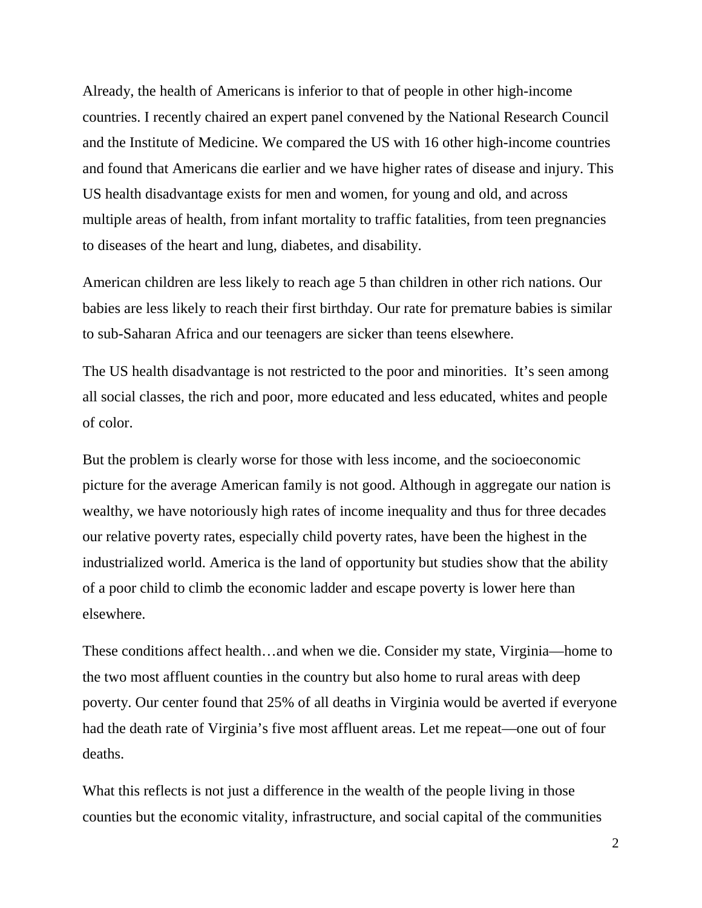Already, the health of Americans is inferior to that of people in other high-income countries. I recently chaired an expert panel convened by the National Research Council and the Institute of Medicine. We compared the US with 16 other high-income countries and found that Americans die earlier and we have higher rates of disease and injury. This US health disadvantage exists for men and women, for young and old, and across multiple areas of health, from infant mortality to traffic fatalities, from teen pregnancies to diseases of the heart and lung, diabetes, and disability.

American children are less likely to reach age 5 than children in other rich nations. Our babies are less likely to reach their first birthday. Our rate for premature babies is similar to sub-Saharan Africa and our teenagers are sicker than teens elsewhere.

The US health disadvantage is not restricted to the poor and minorities. It's seen among all social classes, the rich and poor, more educated and less educated, whites and people of color.

But the problem is clearly worse for those with less income, and the socioeconomic picture for the average American family is not good. Although in aggregate our nation is wealthy, we have notoriously high rates of income inequality and thus for three decades our relative poverty rates, especially child poverty rates, have been the highest in the industrialized world. America is the land of opportunity but studies show that the ability of a poor child to climb the economic ladder and escape poverty is lower here than elsewhere.

These conditions affect health…and when we die. Consider my state, Virginia—home to the two most affluent counties in the country but also home to rural areas with deep poverty. Our center found that 25% of all deaths in Virginia would be averted if everyone had the death rate of Virginia's five most affluent areas. Let me repeat—one out of four deaths.

What this reflects is not just a difference in the wealth of the people living in those counties but the economic vitality, infrastructure, and social capital of the communities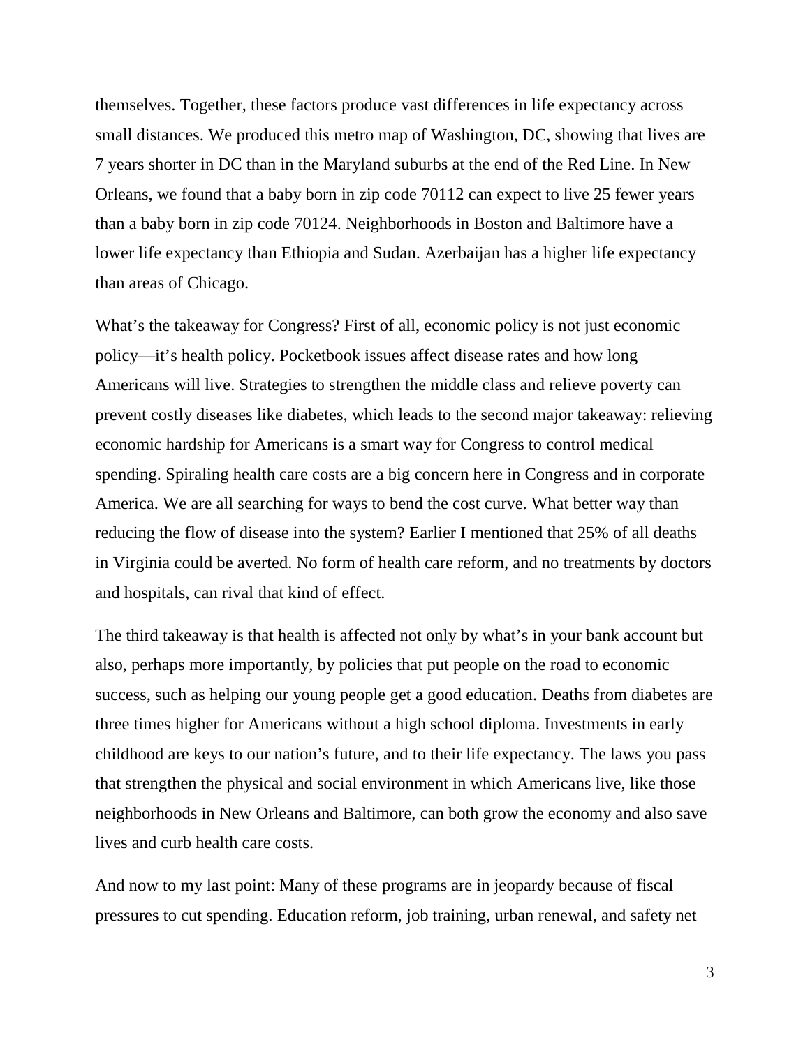themselves. Together, these factors produce vast differences in life expectancy across small distances. We produced this metro map of Washington, DC, showing that lives are 7 years shorter in DC than in the Maryland suburbs at the end of the Red Line. In New Orleans, we found that a baby born in zip code 70112 can expect to live 25 fewer years than a baby born in zip code 70124. Neighborhoods in Boston and Baltimore have a lower life expectancy than Ethiopia and Sudan. Azerbaijan has a higher life expectancy than areas of Chicago.

What's the takeaway for Congress? First of all, economic policy is not just economic policy—it's health policy. Pocketbook issues affect disease rates and how long Americans will live. Strategies to strengthen the middle class and relieve poverty can prevent costly diseases like diabetes, which leads to the second major takeaway: relieving economic hardship for Americans is a smart way for Congress to control medical spending. Spiraling health care costs are a big concern here in Congress and in corporate America. We are all searching for ways to bend the cost curve. What better way than reducing the flow of disease into the system? Earlier I mentioned that 25% of all deaths in Virginia could be averted. No form of health care reform, and no treatments by doctors and hospitals, can rival that kind of effect.

The third takeaway is that health is affected not only by what's in your bank account but also, perhaps more importantly, by policies that put people on the road to economic success, such as helping our young people get a good education. Deaths from diabetes are three times higher for Americans without a high school diploma. Investments in early childhood are keys to our nation's future, and to their life expectancy. The laws you pass that strengthen the physical and social environment in which Americans live, like those neighborhoods in New Orleans and Baltimore, can both grow the economy and also save lives and curb health care costs.

And now to my last point: Many of these programs are in jeopardy because of fiscal pressures to cut spending. Education reform, job training, urban renewal, and safety net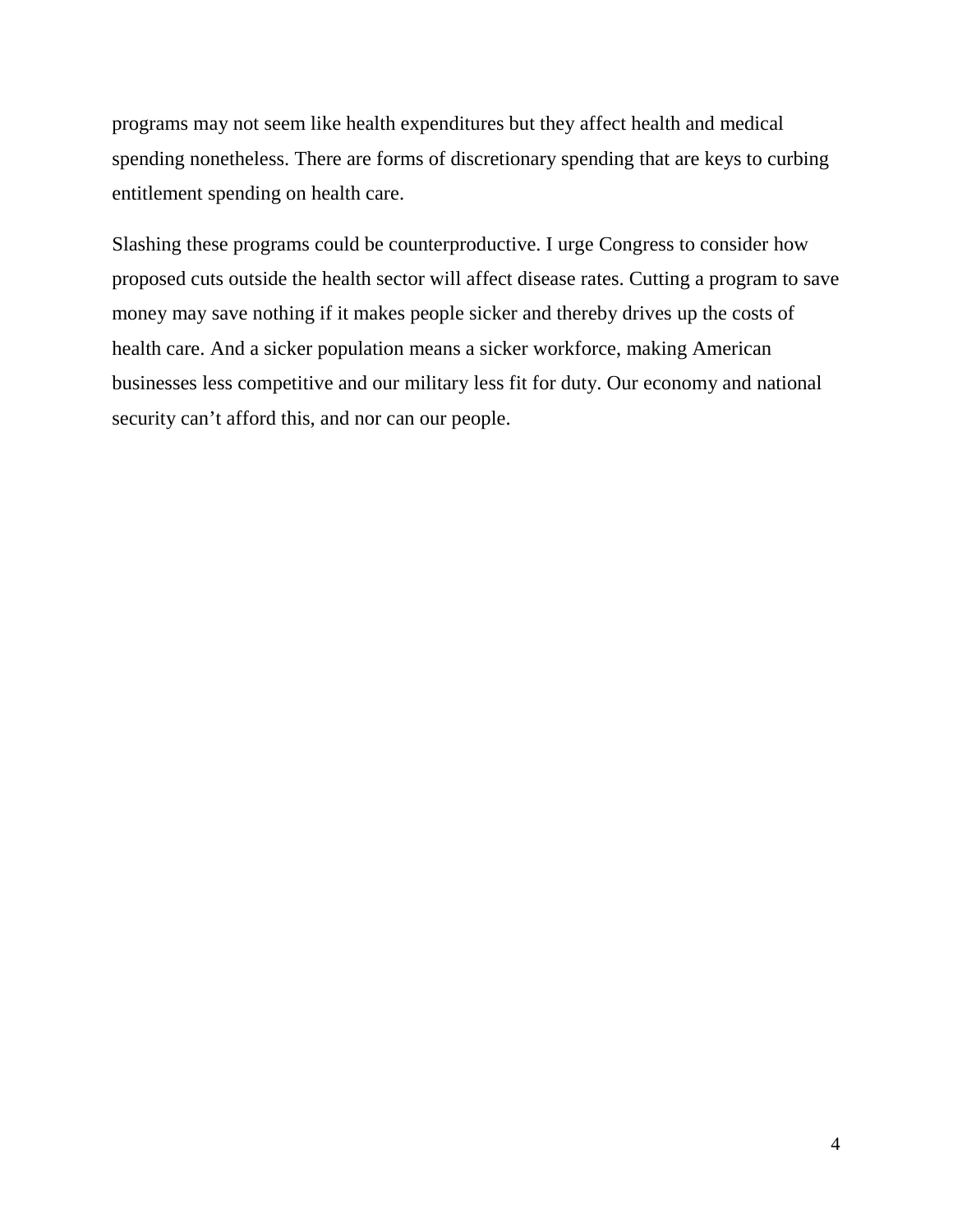programs may not seem like health expenditures but they affect health and medical spending nonetheless. There are forms of discretionary spending that are keys to curbing entitlement spending on health care.

Slashing these programs could be counterproductive. I urge Congress to consider how proposed cuts outside the health sector will affect disease rates. Cutting a program to save money may save nothing if it makes people sicker and thereby drives up the costs of health care. And a sicker population means a sicker workforce, making American businesses less competitive and our military less fit for duty. Our economy and national security can't afford this, and nor can our people.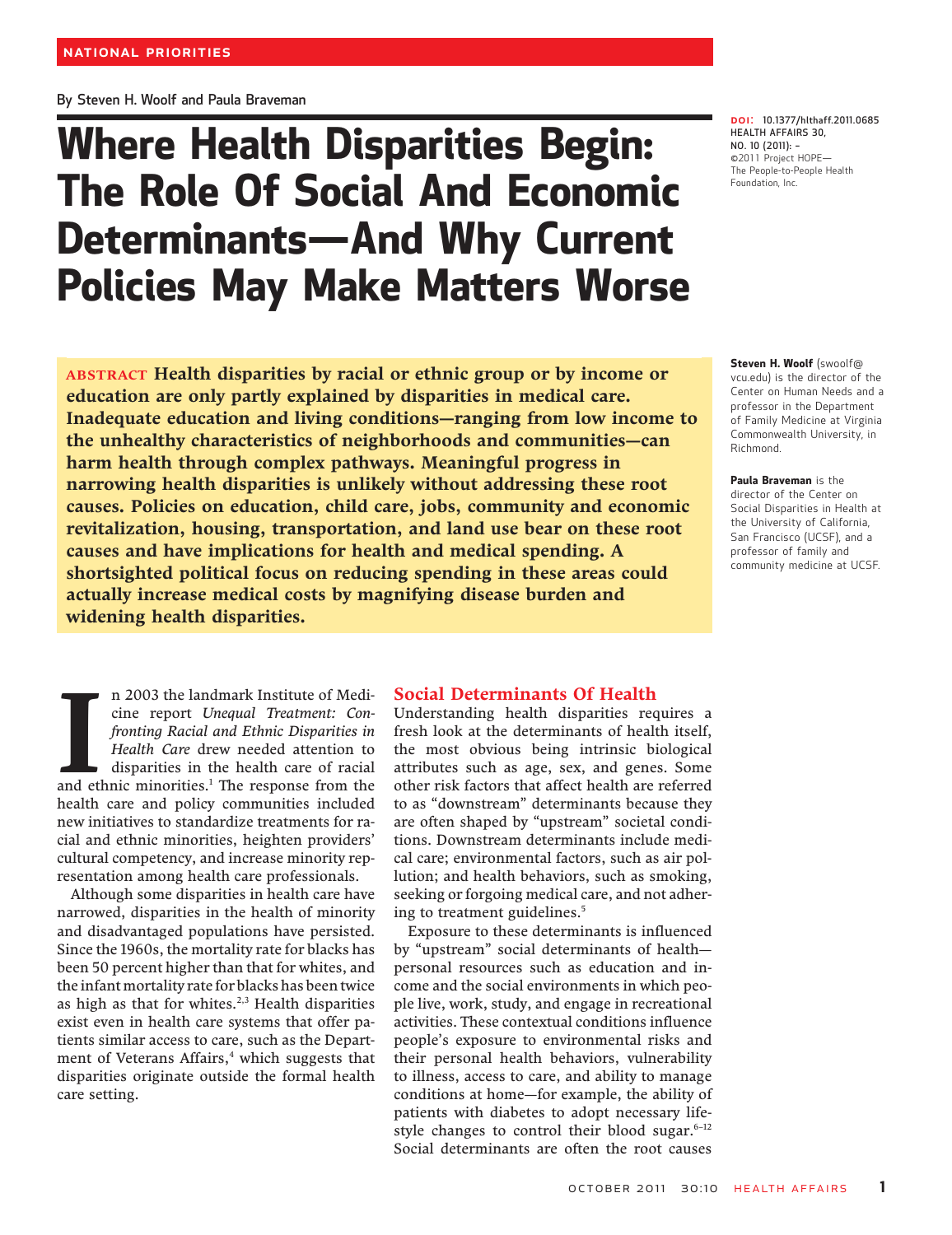NATIONAL PRIORITIES

By Steven H. Woolf and Paula Braveman

# Where Health Disparities Begin: The Role Of Social And Economic Determinants—And Why Current Policies May Make Matters Worse

DOI: 10.1377/hlthaff.2011.0685
HEALTH AFFAIRS 30, NO. 10 (2011): –
©2011 Project HOPE— The People-to-People Health Foundation, Inc.

**ABSTRACT Health disparities by racial or ethnic group or by income or education are only partly explained by disparities in medical care. Inadequate education and living conditions—ranging from low income to the unhealthy characteristics of neighborhoods and communities—can harm health through complex pathways. Meaningful progress in narrowing health disparities is unlikely without addressing these root causes. Policies on education, child care, jobs, community and economic revitalization, housing, transportation, and land use bear on these root causes and have implications for health and medical spending. A shortsighted political focus on reducing spending in these areas could actually increase medical costs by magnifying disease burden and widening health disparities.**

**Steven H. Woolf** (swoolf@vcu.edu) is the director of the Center on Human Needs and a professor in the Department of Family Medicine at Virginia Commonwealth University, in Richmond.

**Paula Braveman** is the director of the Center on Social Disparities in Health at the University of California, San Francisco (UCSF), and a professor of family and community medicine at UCSF.

In 2003 the landmark Institute of Medicine report *Unequal Treatment: Confronting Racial and Ethnic Disparities in Health Care* drew needed attention to disparities in the health care of racial and ethnic minorities.[1] The response from the health care and policy communities included new initiatives to standardize treatments for racial and ethnic minorities, heighten providers' cultural competency, and increase minority representation among health care professionals.

Although some disparities in health care have narrowed, disparities in the health of minority and disadvantaged populations have persisted. Since the 1960s, the mortality rate for blacks has been 50 percent higher than that for whites, and the infant mortality rate for blacks has been twice as high as that for whites.[2,3] Health disparities exist even in health care systems that offer patients similar access to care, such as the Department of Veterans Affairs,[4] which suggests that disparities originate outside the formal health care setting.

## Social Determinants Of Health

Understanding health disparities requires a fresh look at the determinants of health itself, the most obvious being intrinsic biological attributes such as age, sex, and genes. Some other risk factors that affect health are referred to as "downstream" determinants because they are often shaped by "upstream" societal conditions. Downstream determinants include medical care; environmental factors, such as air pollution; and health behaviors, such as smoking, seeking or forgoing medical care, and not adhering to treatment guidelines.[5]

Exposure to these determinants is influenced by "upstream" social determinants of health—personal resources such as education and income and the social environments in which people live, work, study, and engage in recreational activities. These contextual conditions influence people's exposure to environmental risks and their personal health behaviors, vulnerability to illness, access to care, and ability to manage conditions at home—for example, the ability of patients with diabetes to adopt necessary lifestyle changes to control their blood sugar.[6–12] Social determinants are often the root causes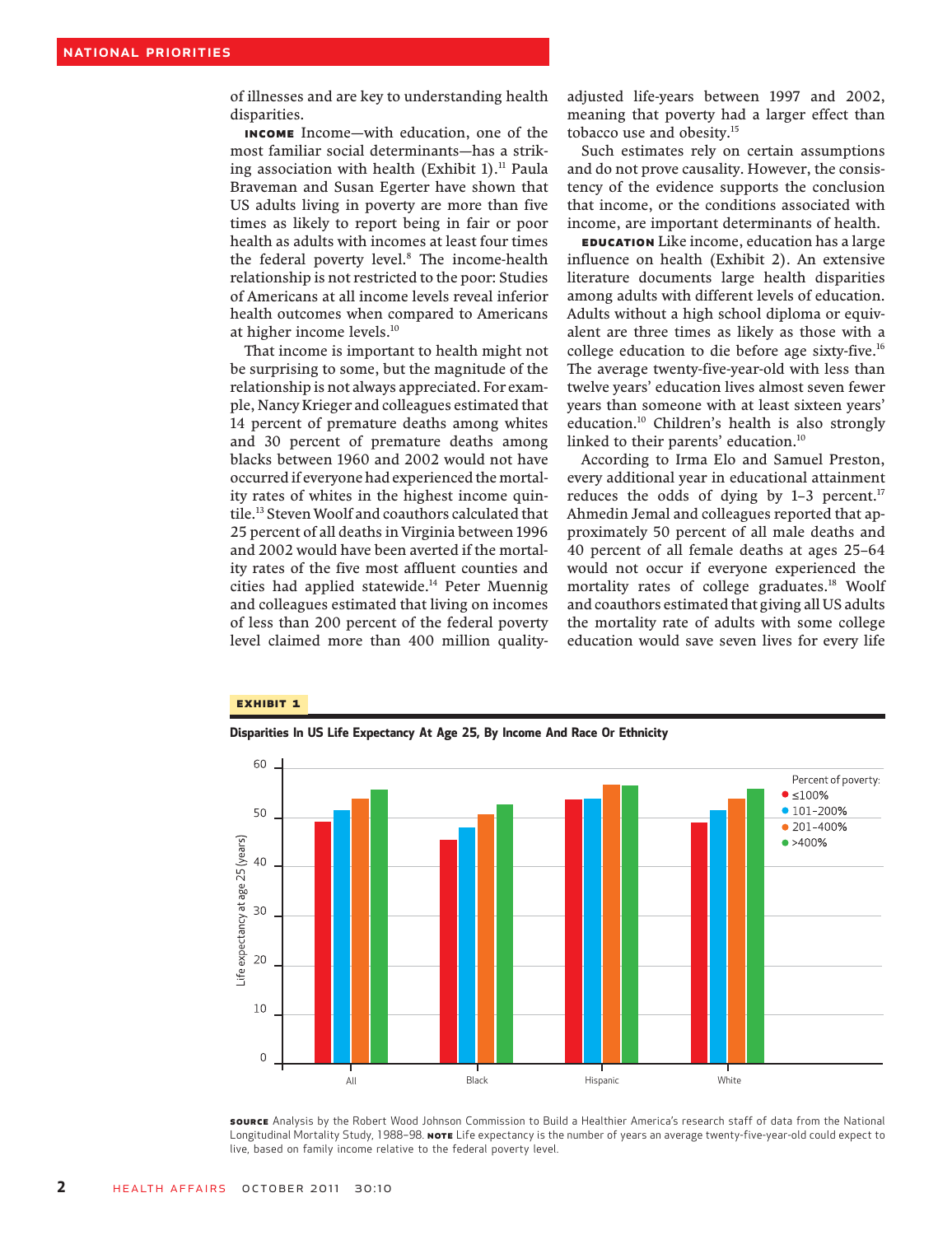of illnesses and are key to understanding health disparities.

**INCOME** Income—with education, one of the most familiar social determinants—has a striking association with health (Exhibit 1).[11] Paula Braveman and Susan Egerter have shown that US adults living in poverty are more than five times as likely to report being in fair or poor health as adults with incomes at least four times the federal poverty level.[8] The income-health relationship is not restricted to the poor: Studies of Americans at all income levels reveal inferior health outcomes when compared to Americans at higher income levels.[10]

That income is important to health might not be surprising to some, but the magnitude of the relationship is not always appreciated. For example, Nancy Krieger and colleagues estimated that 14 percent of premature deaths among whites and 30 percent of premature deaths among blacks between 1960 and 2002 would not have occurred if everyone had experienced the mortality rates of whites in the highest income quintile.[13] Steven Woolf and coauthors calculated that 25 percent of all deaths in Virginia between 1996 and 2002 would have been averted if the mortality rates of the five most affluent counties and cities had applied statewide.[14] Peter Muennig and colleagues estimated that living on incomes of less than 200 percent of the federal poverty level claimed more than 400 million quality-adjusted life-years between 1997 and 2002, meaning that poverty had a larger effect than tobacco use and obesity.[15]

Such estimates rely on certain assumptions and do not prove causality. However, the consistency of the evidence supports the conclusion that income, or the conditions associated with income, are important determinants of health.

**EDUCATION** Like income, education has a large influence on health (Exhibit 2). An extensive literature documents large health disparities among adults with different levels of education. Adults without a high school diploma or equivalent are three times as likely as those with a college education to die before age sixty-five.[16] The average twenty-five-year-old with less than twelve years' education lives almost seven fewer years than someone with at least sixteen years' education.[10] Children's health is also strongly linked to their parents' education.[10]

According to Irma Elo and Samuel Preston, every additional year in educational attainment reduces the odds of dying by 1–3 percent.[17] Ahmedin Jemal and colleagues reported that approximately 50 percent of all male deaths and 40 percent of all female deaths at ages 25–64 would not occur if everyone experienced the mortality rates of college graduates.[18] Woolf and coauthors estimated that giving all US adults the mortality rate of adults with some college education would save seven lives for every life

**EXHIBIT 1**

**Disparities In US Life Expectancy At Age 25, By Income And Race Or Ethnicity**

Life expectancy at age 25 (years), by percent of poverty: ≤100%, 101–200%, 201–400%, >400%. Groups: All, Black, Hispanic, White.

**SOURCE** Analysis by the Robert Wood Johnson Commission to Build a Healthier America's research staff of data from the National Longitudinal Mortality Study, 1988–98. **NOTE** Life expectancy is the number of years an average twenty-five-year-old could expect to live, based on family income relative to the federal poverty level.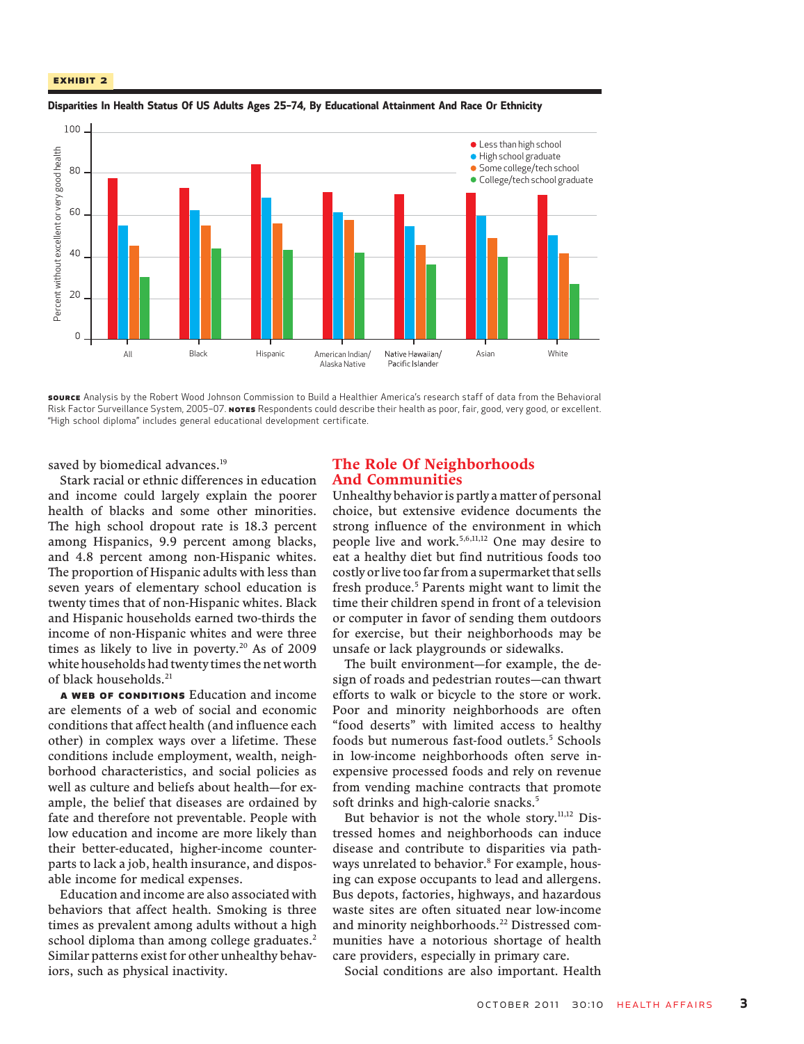**EXHIBIT 2**

**Disparities In Health Status Of US Adults Ages 25–74, By Educational Attainment And Race Or Ethnicity**

**SOURCE** Analysis by the Robert Wood Johnson Commission to Build a Healthier America's research staff of data from the Behavioral Risk Factor Surveillance System, 2005–07. **NOTES** Respondents could describe their health as poor, fair, good, very good, or excellent. "High school diploma" includes general educational development certificate.

saved by biomedical advances.[19]

Stark racial or ethnic differences in education and income could largely explain the poorer health of blacks and some other minorities. The high school dropout rate is 18.3 percent among Hispanics, 9.9 percent among blacks, and 4.8 percent among non-Hispanic whites. The proportion of Hispanic adults with less than seven years of elementary school education is twenty times that of non-Hispanic whites. Black and Hispanic households earned two-thirds the income of non-Hispanic whites and were three times as likely to live in poverty.[20] As of 2009 white households had twenty times the net worth of black households.[21]

**A WEB OF CONDITIONS** Education and income are elements of a web of social and economic conditions that affect health (and influence each other) in complex ways over a lifetime. These conditions include employment, wealth, neighborhood characteristics, and social policies as well as culture and beliefs about health—for example, the belief that diseases are ordained by fate and therefore not preventable. People with low education and income are more likely than their better-educated, higher-income counterparts to lack a job, health insurance, and disposable income for medical expenses.

Education and income are also associated with behaviors that affect health. Smoking is three times as prevalent among adults without a high school diploma than among college graduates.[2] Similar patterns exist for other unhealthy behaviors, such as physical inactivity.

## The Role Of Neighborhoods And Communities

Unhealthy behavior is partly a matter of personal choice, but extensive evidence documents the strong influence of the environment in which people live and work.[5,6,11,12] One may desire to eat a healthy diet but find nutritious foods too costly or live too far from a supermarket that sells fresh produce.[5] Parents might want to limit the time their children spend in front of a television or computer in favor of sending them outdoors for exercise, but their neighborhoods may be unsafe or lack playgrounds or sidewalks.

The built environment—for example, the design of roads and pedestrian routes—can thwart efforts to walk or bicycle to the store or work. Poor and minority neighborhoods are often "food deserts" with limited access to healthy foods but numerous fast-food outlets.[5] Schools in low-income neighborhoods often serve inexpensive processed foods and rely on revenue from vending machine contracts that promote soft drinks and high-calorie snacks.[5]

But behavior is not the whole story.[11,12] Distressed homes and neighborhoods can induce disease and contribute to disparities via pathways unrelated to behavior.[8] For example, housing can expose occupants to lead and allergens. Bus depots, factories, highways, and hazardous waste sites are often situated near low-income and minority neighborhoods.[22] Distressed communities have a notorious shortage of health care providers, especially in primary care.

Social conditions are also important. Health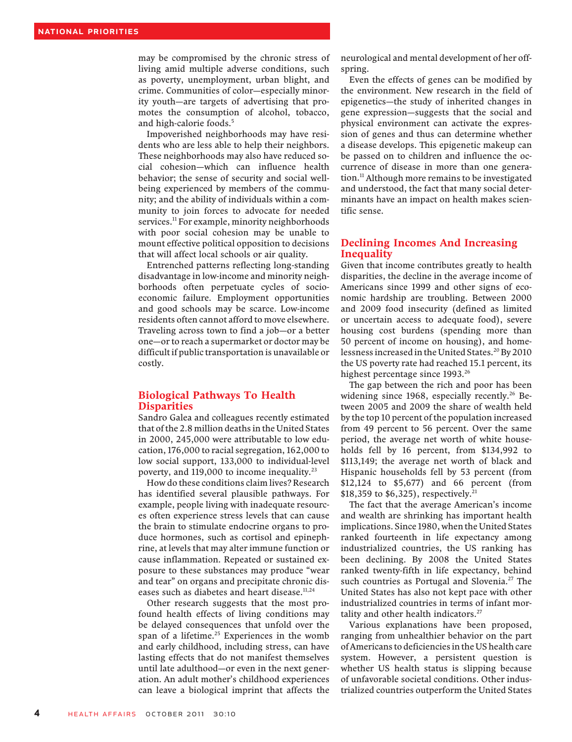may be compromised by the chronic stress of living amid multiple adverse conditions, such as poverty, unemployment, urban blight, and crime. Communities of color—especially minority youth—are targets of advertising that promotes the consumption of alcohol, tobacco, and high-calorie foods.[5]

Impoverished neighborhoods may have residents who are less able to help their neighbors. These neighborhoods may also have reduced social cohesion—which can influence health behavior; the sense of security and social well-being experienced by members of the community; and the ability of individuals within a community to join forces to advocate for needed services.[11] For example, minority neighborhoods with poor social cohesion may be unable to mount effective political opposition to decisions that will affect local schools or air quality.

Entrenched patterns reflecting long-standing disadvantage in low-income and minority neighborhoods often perpetuate cycles of socioeconomic failure. Employment opportunities and good schools may be scarce. Low-income residents often cannot afford to move elsewhere. Traveling across town to find a job—or a better one—or to reach a supermarket or doctor may be difficult if public transportation is unavailable or costly.

## Biological Pathways To Health Disparities

Sandro Galea and colleagues recently estimated that of the 2.8 million deaths in the United States in 2000, 245,000 were attributable to low education, 176,000 to racial segregation, 162,000 to low social support, 133,000 to individual-level poverty, and 119,000 to income inequality.[23]

How do these conditions claim lives? Research has identified several plausible pathways. For example, people living with inadequate resources often experience stress levels that can cause the brain to stimulate endocrine organs to produce hormones, such as cortisol and epinephrine, at levels that may alter immune function or cause inflammation. Repeated or sustained exposure to these substances may produce "wear and tear" on organs and precipitate chronic diseases such as diabetes and heart disease.[11,24]

Other research suggests that the most profound health effects of living conditions may be delayed consequences that unfold over the span of a lifetime.[25] Experiences in the womb and early childhood, including stress, can have lasting effects that do not manifest themselves until late adulthood—or even in the next generation. An adult mother's childhood experiences can leave a biological imprint that affects the neurological and mental development of her offspring.

Even the effects of genes can be modified by the environment. New research in the field of epigenetics—the study of inherited changes in gene expression—suggests that the social and physical environment can activate the expression of genes and thus can determine whether a disease develops. This epigenetic makeup can be passed on to children and influence the occurrence of disease in more than one generation.[11] Although more remains to be investigated and understood, the fact that many social determinants have an impact on health makes scientific sense.

## Declining Incomes And Increasing Inequality

Given that income contributes greatly to health disparities, the decline in the average income of Americans since 1999 and other signs of economic hardship are troubling. Between 2000 and 2009 food insecurity (defined as limited or uncertain access to adequate food), severe housing cost burdens (spending more than 50 percent of income on housing), and homelessness increased in the United States.[20] By 2010 the US poverty rate had reached 15.1 percent, its highest percentage since 1993.[26]

The gap between the rich and poor has been widening since 1968, especially recently.[26] Between 2005 and 2009 the share of wealth held by the top 10 percent of the population increased from 49 percent to 56 percent. Over the same period, the average net worth of white households fell by 16 percent, from $134,992 to $113,149; the average net worth of black and Hispanic households fell by 53 percent (from $12,124 to $5,677) and 66 percent (from $18,359 to $6,325), respectively.[21]

The fact that the average American's income and wealth are shrinking has important health implications. Since 1980, when the United States ranked fourteenth in life expectancy among industrialized countries, the US ranking has been declining. By 2008 the United States ranked twenty-fifth in life expectancy, behind such countries as Portugal and Slovenia.[27] The United States has also not kept pace with other industrialized countries in terms of infant mortality and other health indicators.[27]

Various explanations have been proposed, ranging from unhealthier behavior on the part of Americans to deficiencies in the US health care system. However, a persistent question is whether US health status is slipping because of unfavorable societal conditions. Other industrialized countries outperform the United States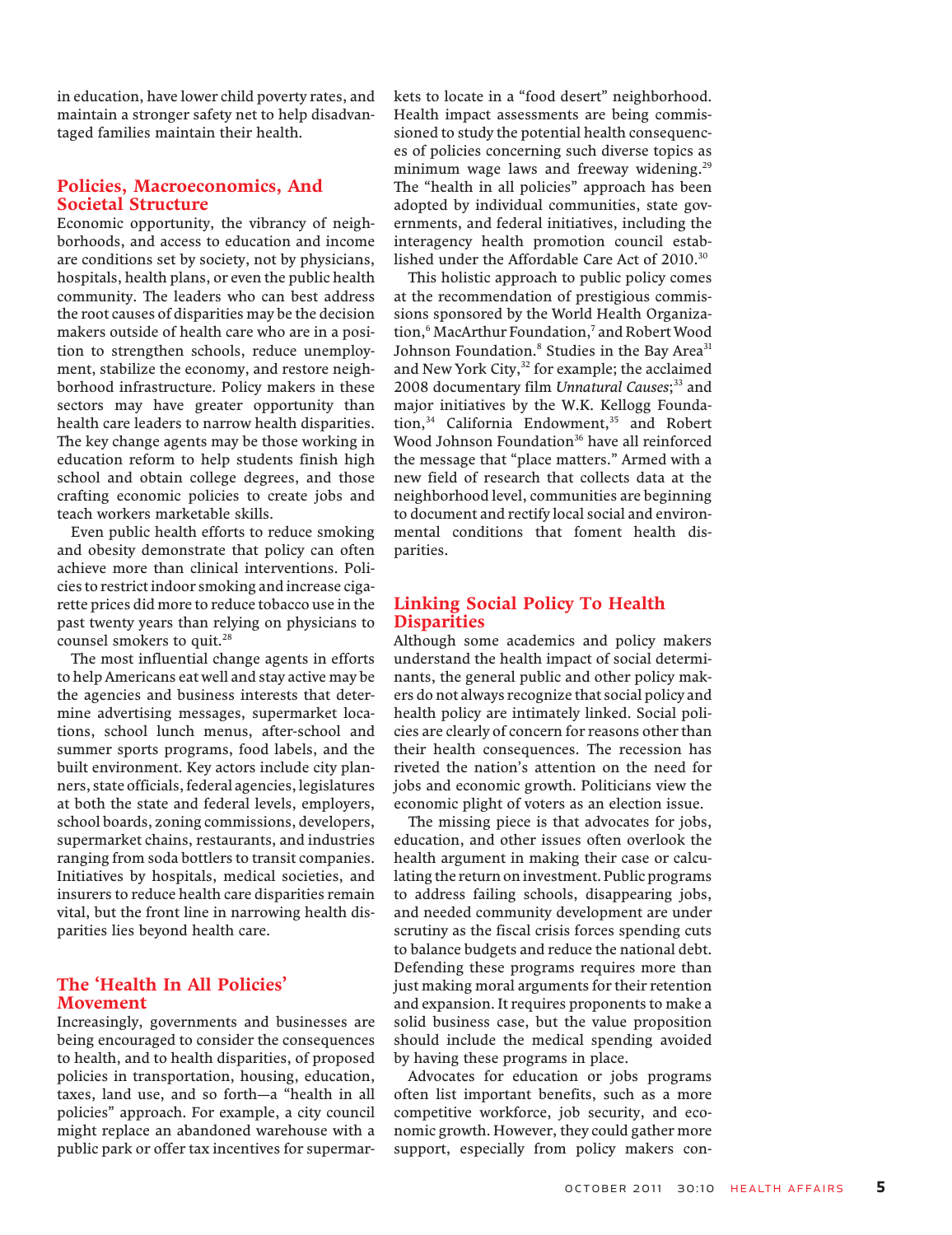in education, have lower child poverty rates, and maintain a stronger safety net to help disadvantaged families maintain their health.

## Policies, Macroeconomics, And Societal Structure

Economic opportunity, the vibrancy of neighborhoods, and access to education and income are conditions set by society, not by physicians, hospitals, health plans, or even the public health community. The leaders who can best address the root causes of disparities may be the decision makers outside of health care who are in a position to strengthen schools, reduce unemployment, stabilize the economy, and restore neighborhood infrastructure. Policy makers in these sectors may have greater opportunity than health care leaders to narrow health disparities. The key change agents may be those working in education reform to help students finish high school and obtain college degrees, and those crafting economic policies to create jobs and teach workers marketable skills.

Even public health efforts to reduce smoking and obesity demonstrate that policy can often achieve more than clinical interventions. Policies to restrict indoor smoking and increase cigarette prices did more to reduce tobacco use in the past twenty years than relying on physicians to counsel smokers to quit.[28]

The most influential change agents in efforts to help Americans eat well and stay active may be the agencies and business interests that determine advertising messages, supermarket locations, school lunch menus, after-school and summer sports programs, food labels, and the built environment. Key actors include city planners, state officials, federal agencies, legislatures at both the state and federal levels, employers, school boards, zoning commissions, developers, supermarket chains, restaurants, and industries ranging from soda bottlers to transit companies. Initiatives by hospitals, medical societies, and insurers to reduce health care disparities remain vital, but the front line in narrowing health disparities lies beyond health care.

## The 'Health In All Policies' Movement

Increasingly, governments and businesses are being encouraged to consider the consequences to health, and to health disparities, of proposed policies in transportation, housing, education, taxes, land use, and so forth—a "health in all policies" approach. For example, a city council might replace an abandoned warehouse with a public park or offer tax incentives for supermarkets to locate in a "food desert" neighborhood. Health impact assessments are being commissioned to study the potential health consequences of policies concerning such diverse topics as minimum wage laws and freeway widening.[29] The "health in all policies" approach has been adopted by individual communities, state governments, and federal initiatives, including the interagency health promotion council established under the Affordable Care Act of 2010.[30]

This holistic approach to public policy comes at the recommendation of prestigious commissions sponsored by the World Health Organization,[6] MacArthur Foundation,[7] and Robert Wood Johnson Foundation.[8] Studies in the Bay Area[31] and New York City,[32] for example; the acclaimed 2008 documentary film *Unnatural Causes*;[33] and major initiatives by the W.K. Kellogg Foundation,[34] California Endowment,[35] and Robert Wood Johnson Foundation[36] have all reinforced the message that "place matters." Armed with a new field of research that collects data at the neighborhood level, communities are beginning to document and rectify local social and environmental conditions that foment health disparities.

## Linking Social Policy To Health Disparities

Although some academics and policy makers understand the health impact of social determinants, the general public and other policy makers do not always recognize that social policy and health policy are intimately linked. Social policies are clearly of concern for reasons other than their health consequences. The recession has riveted the nation's attention on the need for jobs and economic growth. Politicians view the economic plight of voters as an election issue.

The missing piece is that advocates for jobs, education, and other issues often overlook the health argument in making their case or calculating the return on investment. Public programs to address failing schools, disappearing jobs, and needed community development are under scrutiny as the fiscal crisis forces spending cuts to balance budgets and reduce the national debt. Defending these programs requires more than just making moral arguments for their retention and expansion. It requires proponents to make a solid business case, but the value proposition should include the medical spending avoided by having these programs in place.

Advocates for education or jobs programs often list important benefits, such as a more competitive workforce, job security, and economic growth. However, they could gather more support, especially from policy makers con-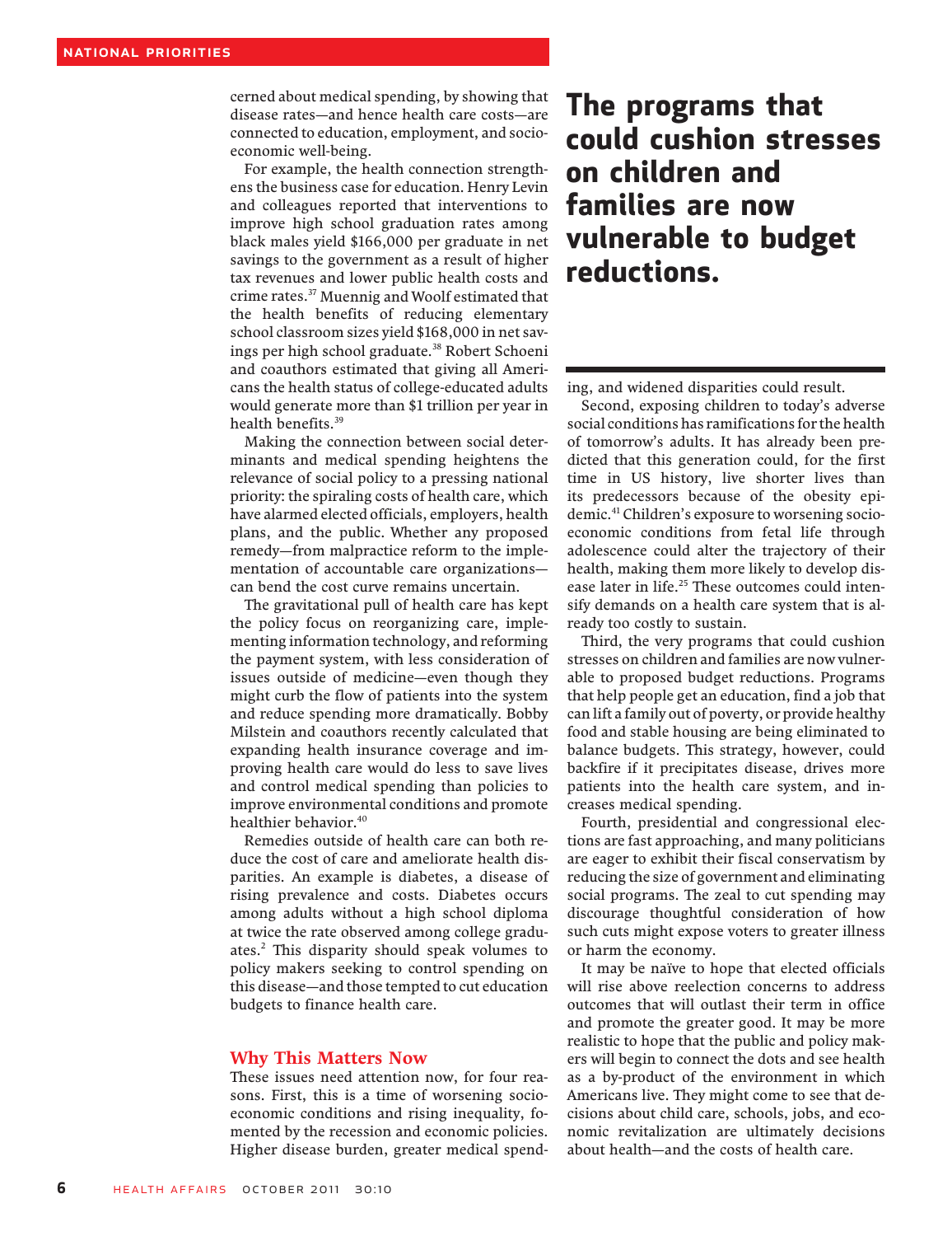cerned about medical spending, by showing that disease rates—and hence health care costs—are connected to education, employment, and socioeconomic well-being.

For example, the health connection strengthens the business case for education. Henry Levin and colleagues reported that interventions to improve high school graduation rates among black males yield $166,000 per graduate in net savings to the government as a result of higher tax revenues and lower public health costs and crime rates.[37] Muennig and Woolf estimated that the health benefits of reducing elementary school classroom sizes yield $168,000 in net savings per high school graduate.[38] Robert Schoeni and coauthors estimated that giving all Americans the health status of college-educated adults would generate more than $1 trillion per year in health benefits.[39]

Making the connection between social determinants and medical spending heightens the relevance of social policy to a pressing national priority: the spiraling costs of health care, which have alarmed elected officials, employers, health plans, and the public. Whether any proposed remedy—from malpractice reform to the implementation of accountable care organizations—can bend the cost curve remains uncertain.

The gravitational pull of health care has kept the policy focus on reorganizing care, implementing information technology, and reforming the payment system, with less consideration of issues outside of medicine—even though they might curb the flow of patients into the system and reduce spending more dramatically. Bobby Milstein and coauthors recently calculated that expanding health insurance coverage and improving health care would do less to save lives and control medical spending than policies to improve environmental conditions and promote healthier behavior.[40]

Remedies outside of health care can both reduce the cost of care and ameliorate health disparities. An example is diabetes, a disease of rising prevalence and costs. Diabetes occurs among adults without a high school diploma at twice the rate observed among college graduates.[2] This disparity should speak volumes to policy makers seeking to control spending on this disease—and those tempted to cut education budgets to finance health care.

## Why This Matters Now

These issues need attention now, for four reasons. First, this is a time of worsening socioeconomic conditions and rising inequality, fomented by the recession and economic policies. Higher disease burden, greater medical spending, and widened disparities could result.

**The programs that could cushion stresses on children and families are now vulnerable to budget reductions.**

Second, exposing children to today's adverse social conditions has ramifications for the health of tomorrow's adults. It has already been predicted that this generation could, for the first time in US history, live shorter lives than its predecessors because of the obesity epidemic.[41] Children's exposure to worsening socioeconomic conditions from fetal life through adolescence could alter the trajectory of their health, making them more likely to develop disease later in life.[25] These outcomes could intensify demands on a health care system that is already too costly to sustain.

Third, the very programs that could cushion stresses on children and families are now vulnerable to proposed budget reductions. Programs that help people get an education, find a job that can lift a family out of poverty, or provide healthy food and stable housing are being eliminated to balance budgets. This strategy, however, could backfire if it precipitates disease, drives more patients into the health care system, and increases medical spending.

Fourth, presidential and congressional elections are fast approaching, and many politicians are eager to exhibit their fiscal conservatism by reducing the size of government and eliminating social programs. The zeal to cut spending may discourage thoughtful consideration of how such cuts might expose voters to greater illness or harm the economy.

It may be naïve to hope that elected officials will rise above reelection concerns to address outcomes that will outlast their term in office and promote the greater good. It may be more realistic to hope that the public and policy makers will begin to connect the dots and see health as a by-product of the environment in which Americans live. They might come to see that decisions about child care, schools, jobs, and economic revitalization are ultimately decisions about health—and the costs of health care.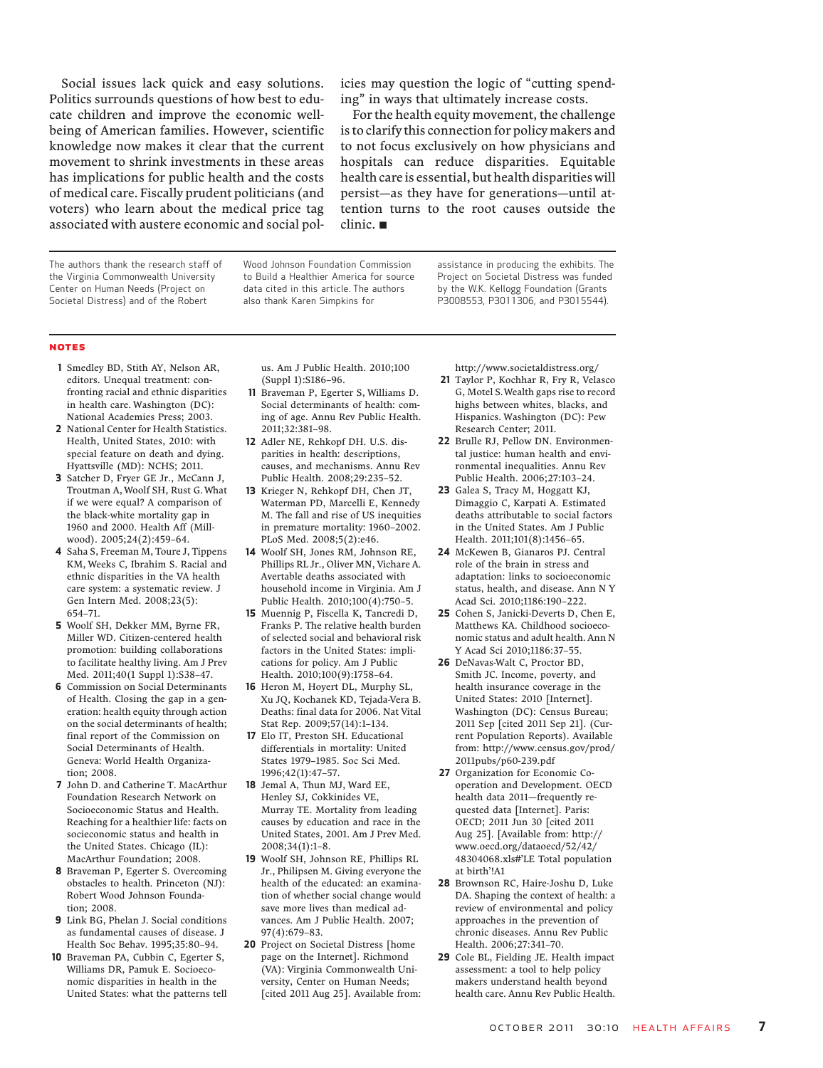Social issues lack quick and easy solutions. Politics surrounds questions of how best to educate children and improve the economic well-being of American families. However, scientific knowledge now makes it clear that the current movement to shrink investments in these areas has implications for public health and the costs of medical care. Fiscally prudent politicians (and voters) who learn about the medical price tag associated with austere economic and social policies may question the logic of "cutting spending" in ways that ultimately increase costs.

For the health equity movement, the challenge is to clarify this connection for policy makers and to not focus exclusively on how physicians and hospitals can reduce disparities. Equitable health care is essential, but health disparities will persist—as they have for generations—until attention turns to the root causes outside the clinic. ■

The authors thank the research staff of the Virginia Commonwealth University Center on Human Needs (Project on Societal Distress) and of the Robert Wood Johnson Foundation Commission to Build a Healthier America for source data cited in this article. The authors also thank Karen Simpkins for assistance in producing the exhibits. The Project on Societal Distress was funded by the W.K. Kellogg Foundation (Grants P3008553, P3011306, and P3015544).

## NOTES

1. Smedley BD, Stith AY, Nelson AR, editors. Unequal treatment: confronting racial and ethnic disparities in health care. Washington (DC): National Academies Press; 2003.
2. National Center for Health Statistics. Health, United States, 2010: with special feature on death and dying. Hyattsville (MD): NCHS; 2011.
3. Satcher D, Fryer GE Jr., McCann J, Troutman A, Woolf SH, Rust G. What if we were equal? A comparison of the black-white mortality gap in 1960 and 2000. Health Aff (Millwood). 2005;24(2):459–64.
4. Saha S, Freeman M, Toure J, Tippens KM, Weeks C, Ibrahim S. Racial and ethnic disparities in the VA health care system: a systematic review. J Gen Intern Med. 2008;23(5):654–71.
5. Woolf SH, Dekker MM, Byrne FR, Miller WD. Citizen-centered health promotion: building collaborations to facilitate healthy living. Am J Prev Med. 2011;40(1 Suppl 1):S38–47.
6. Commission on Social Determinants of Health. Closing the gap in a generation: health equity through action on the social determinants of health; final report of the Commission on Social Determinants of Health. Geneva: World Health Organization; 2008.
7. John D. and Catherine T. MacArthur Foundation Research Network on Socioeconomic Status and Health. Reaching for a healthier life: facts on socieconomic status and health in the United States. Chicago (IL): MacArthur Foundation; 2008.
8. Braveman P, Egerter S. Overcoming obstacles to health. Princeton (NJ): Robert Wood Johnson Foundation; 2008.
9. Link BG, Phelan J. Social conditions as fundamental causes of disease. J Health Soc Behav. 1995;35:80–94.
10. Braveman PA, Cubbin C, Egerter S, Williams DR, Pamuk E. Socioeconomic disparities in health in the United States: what the patterns tell us. Am J Public Health. 2010;100 (Suppl 1):S186–96.
11. Braveman P, Egerter S, Williams D. Social determinants of health: coming of age. Annu Rev Public Health. 2011;32:381–98.
12. Adler NE, Rehkopf DH. U.S. disparities in health: descriptions, causes, and mechanisms. Annu Rev Public Health. 2008;29:235–52.
13. Krieger N, Rehkopf DH, Chen JT, Waterman PD, Marcelli E, Kennedy M. The fall and rise of US inequities in premature mortality: 1960–2002. PLoS Med. 2008;5(2):e46.
14. Woolf SH, Jones RM, Johnson RE, Phillips RL Jr., Oliver MN, Vichare A. Avertable deaths associated with household income in Virginia. Am J Public Health. 2010;100(4):750–5.
15. Muennig P, Fiscella K, Tancredi D, Franks P. The relative health burden of selected social and behavioral risk factors in the United States: implications for policy. Am J Public Health. 2010;100(9):1758–64.
16. Heron M, Hoyert DL, Murphy SL, Xu JQ, Kochanek KD, Tejada-Vera B. Deaths: final data for 2006. Nat Vital Stat Rep. 2009;57(14):1–134.
17. Elo IT, Preston SH. Educational differentials in mortality: United States 1979–1985. Soc Sci Med. 1996;42(1):47–57.
18. Jemal A, Thun MJ, Ward EE, Henley SJ, Cokkinides VE, Murray TE. Mortality from leading causes by education and race in the United States, 2001. Am J Prev Med. 2008;34(1):1–8.
19. Woolf SH, Johnson RE, Phillips RL Jr., Philipsen M. Giving everyone the health of the educated: an examination of whether social change would save more lives than medical advances. Am J Public Health. 2007; 97(4):679–83.
20. Project on Societal Distress [home page on the Internet]. Richmond (VA): Virginia Commonwealth University, Center on Human Needs; [cited 2011 Aug 25]. Available from: http://www.societaldistress.org/
21. Taylor P, Kochhar R, Fry R, Velasco G, Motel S. Wealth gaps rise to record highs between whites, blacks, and Hispanics. Washington (DC): Pew Research Center; 2011.
22. Brulle RJ, Pellow DN. Environmental justice: human health and environmental inequalities. Annu Rev Public Health. 2006;27:103–24.
23. Galea S, Tracy M, Hoggatt KJ, Dimaggio C, Karpati A. Estimated deaths attributable to social factors in the United States. Am J Public Health. 2011;101(8):1456–65.
24. McKewen B, Gianaros PJ. Central role of the brain in stress and adaptation: links to socioeconomic status, health, and disease. Ann N Y Acad Sci. 2010;1186:190–222.
25. Cohen S, Janicki-Deverts D, Chen E, Matthews KA. Childhood socioeconomic status and adult health. Ann N Y Acad Sci 2010;1186:37–55.
26. DeNavas-Walt C, Proctor BD, Smith JC. Income, poverty, and health insurance coverage in the United States: 2010 [Internet]. Washington (DC): Census Bureau; 2011 Sep [cited 2011 Sep 21]. (Current Population Reports). Available from: http://www.census.gov/prod/2011pubs/p60-239.pdf
27. Organization for Economic Cooperation and Development. OECD health data 2011—frequently requested data [Internet]. Paris: OECD; 2011 Jun 30 [cited 2011 Aug 25]. [Available from: http://www.oecd.org/dataoecd/52/42/48304068.xls#'LE Total population at birth'!A1
28. Brownson RC, Haire-Joshu D, Luke DA. Shaping the context of health: a review of environmental and policy approaches in the prevention of chronic diseases. Annu Rev Public Health. 2006;27:341–70.
29. Cole BL, Fielding JE. Health impact assessment: a tool to help policy makers understand health beyond health care. Annu Rev Public Health.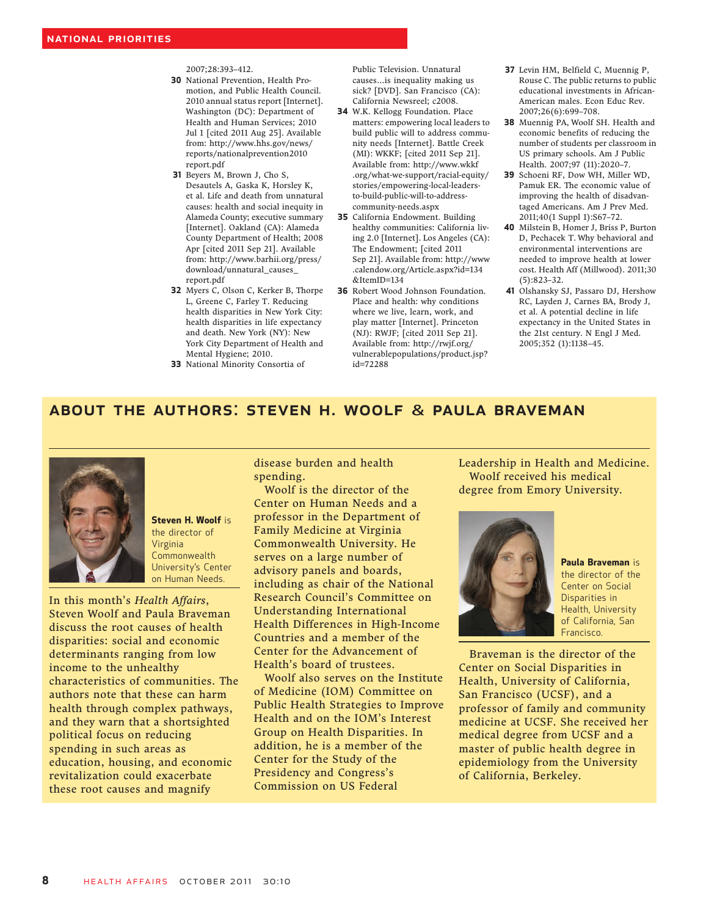2007;28:393–412.

30 National Prevention, Health Promotion, and Public Health Council. 2010 annual status report [Internet]. Washington (DC): Department of Health and Human Services; 2010 Jul 1 [cited 2011 Aug 25]. Available from: http://www.hhs.gov/news/reports/nationalprevention2010report.pdf
31 Beyers M, Brown J, Cho S, Desautels A, Gaska K, Horsley K, et al. Life and death from unnatural causes: health and social inequity in Alameda County; executive summary [Internet]. Oakland (CA): Alameda County Department of Health; 2008 Apr [cited 2011 Sep 21]. Available from: http://www.barhii.org/press/download/unnatural_causes_report.pdf
32 Myers C, Olson C, Kerker B, Thorpe L, Greene C, Farley T. Reducing health disparities in New York City: health disparities in life expectancy and death. New York (NY): New York City Department of Health and Mental Hygiene; 2010.
33 National Minority Consortia of Public Television. Unnatural causes…is inequality making us sick? [DVD]. San Francisco (CA): California Newsreel; c2008.
34 W.K. Kellogg Foundation. Place matters: empowering local leaders to build public will to address community needs [Internet]. Battle Creek (MI): WKKF; [cited 2011 Sep 21]. Available from: http://www.wkkf.org/what-we-support/racial-equity/stories/empowering-local-leaders-to-build-public-will-to-address-community-needs.aspx
35 California Endowment. Building healthy communities: California living 2.0 [Internet]. Los Angeles (CA): The Endowment; [cited 2011 Sep 21]. Available from: http://www.calendow.org/Article.aspx?id=134&ItemID=134
36 Robert Wood Johnson Foundation. Place and health: why conditions where we live, learn, work, and play matter [Internet]. Princeton (NJ): RWJF; [cited 2011 Sep 21]. Available from: http://rwjf.org/vulnerablepopulations/product.jsp?id=72288
37 Levin HM, Belfield C, Muennig P, Rouse C. The public returns to public educational investments in African-American males. Econ Educ Rev. 2007;26(6):699–708.
38 Muennig PA, Woolf SH. Health and economic benefits of reducing the number of students per classroom in US primary schools. Am J Public Health. 2007;97 (11):2020–7.
39 Schoeni RF, Dow WH, Miller WD, Pamuk ER. The economic value of improving the health of disadvantaged Americans. Am J Prev Med. 2011;40(1 Suppl 1):S67–72.
40 Milstein B, Homer J, Briss P, Burton D, Pechacek T. Why behavioral and environmental interventions are needed to improve health at lower cost. Health Aff (Millwood). 2011;30 (5):823–32.
41 Olshansky SJ, Passaro DJ, Hershow RC, Layden J, Carnes BA, Brody J, et al. A potential decline in life expectancy in the United States in the 21st century. N Engl J Med. 2005;352 (1):1138–45.

## About the Authors: Steven H. Woolf & Paula Braveman

**Steven H. Woolf** is the director of Virginia Commonwealth University's Center on Human Needs.

In this month's *Health Affairs*, Steven Woolf and Paula Braveman discuss the root causes of health disparities: social and economic determinants ranging from low income to the unhealthy characteristics of communities. The authors note that these can harm health through complex pathways, and they warn that a shortsighted political focus on reducing spending in such areas as education, housing, and economic revitalization could exacerbate these root causes and magnify disease burden and health spending.

Woolf is the director of the Center on Human Needs and a professor in the Department of Family Medicine at Virginia Commonwealth University. He serves on a large number of advisory panels and boards, including as chair of the National Research Council's Committee on Understanding International Health Differences in High-Income Countries and a member of the Center for the Advancement of Health's board of trustees.

Woolf also serves on the Institute of Medicine (IOM) Committee on Public Health Strategies to Improve Health and on the IOM's Interest Group on Health Disparities. In addition, he is a member of the Center for the Study of the Presidency and Congress's Commission on US Federal Leadership in Health and Medicine. Woolf received his medical degree from Emory University.

**Paula Braveman** is the director of the Center on Social Disparities in Health, University of California, San Francisco.

Braveman is the director of the Center on Social Disparities in Health, University of California, San Francisco (UCSF), and a professor of family and community medicine at UCSF. She received her medical degree from UCSF and a master of public health degree in epidemiology from the University of California, Berkeley.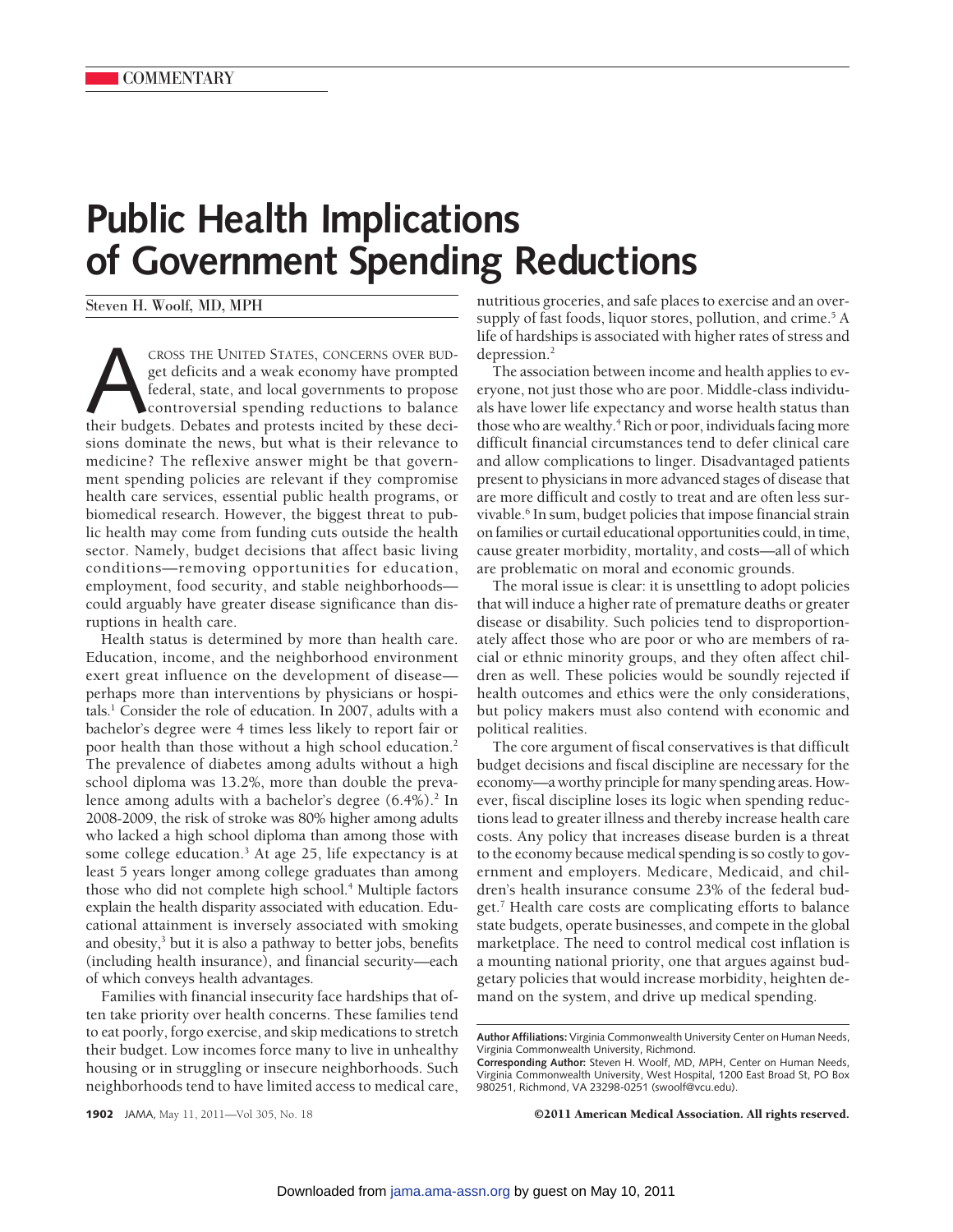COMMENTARY

# Public Health Implications of Government Spending Reductions

Steven H. Woolf, MD, MPH

ACROSS THE UNITED STATES, CONCERNS OVER BUDget deficits and a weak economy have prompted federal, state, and local governments to propose controversial spending reductions to balance their budgets. Debates and protests incited by these decisions dominate the news, but what is their relevance to medicine? The reflexive answer might be that government spending policies are relevant if they compromise health care services, essential public health programs, or biomedical research. However, the biggest threat to public health may come from funding cuts outside the health sector. Namely, budget decisions that affect basic living conditions—removing opportunities for education, employment, food security, and stable neighborhoods—could arguably have greater disease significance than disruptions in health care.

Health status is determined by more than health care. Education, income, and the neighborhood environment exert great influence on the development of disease—perhaps more than interventions by physicians or hospitals.[1] Consider the role of education. In 2007, adults with a bachelor's degree were 4 times less likely to report fair or poor health than those without a high school education.[2] The prevalence of diabetes among adults without a high school diploma was 13.2%, more than double the prevalence among adults with a bachelor's degree (6.4%).[2] In 2008-2009, the risk of stroke was 80% higher among adults who lacked a high school diploma than among those with some college education.[3] At age 25, life expectancy is at least 5 years longer among college graduates than among those who did not complete high school.[4] Multiple factors explain the health disparity associated with education. Educational attainment is inversely associated with smoking and obesity,[3] but it is also a pathway to better jobs, benefits (including health insurance), and financial security—each of which conveys health advantages.

Families with financial insecurity face hardships that often take priority over health concerns. These families tend to eat poorly, forgo exercise, and skip medications to stretch their budget. Low incomes force many to live in unhealthy housing or in struggling or insecure neighborhoods. Such neighborhoods tend to have limited access to medical care, nutritious groceries, and safe places to exercise and an oversupply of fast foods, liquor stores, pollution, and crime.[5] A life of hardships is associated with higher rates of stress and depression.[2]

The association between income and health applies to everyone, not just those who are poor. Middle-class individuals have lower life expectancy and worse health status than those who are wealthy.[4] Rich or poor, individuals facing more difficult financial circumstances tend to defer clinical care and allow complications to linger. Disadvantaged patients present to physicians in more advanced stages of disease that are more difficult and costly to treat and are often less survivable.[6] In sum, budget policies that impose financial strain on families or curtail educational opportunities could, in time, cause greater morbidity, mortality, and costs—all of which are problematic on moral and economic grounds.

The moral issue is clear: it is unsettling to adopt policies that will induce a higher rate of premature deaths or greater disease or disability. Such policies tend to disproportionately affect those who are poor or who are members of racial or ethnic minority groups, and they often affect children as well. These policies would be soundly rejected if health outcomes and ethics were the only considerations, but policy makers must also contend with economic and political realities.

The core argument of fiscal conservatives is that difficult budget decisions and fiscal discipline are necessary for the economy—a worthy principle for many spending areas. However, fiscal discipline loses its logic when spending reductions lead to greater illness and thereby increase health care costs. Any policy that increases disease burden is a threat to the economy because medical spending is so costly to government and employers. Medicare, Medicaid, and children's health insurance consume 23% of the federal budget.[7] Health care costs are complicating efforts to balance state budgets, operate businesses, and compete in the global marketplace. The need to control medical cost inflation is a mounting national priority, one that argues against budgetary policies that would increase morbidity, heighten demand on the system, and drive up medical spending.

**Author Affiliations:** Virginia Commonwealth University Center on Human Needs, Virginia Commonwealth University, Richmond.

**Corresponding Author:** Steven H. Woolf, MD, MPH, Center on Human Needs, Virginia Commonwealth University, West Hospital, 1200 East Broad St, PO Box 980251, Richmond, VA 23298-0251 (swoolf@vcu.edu).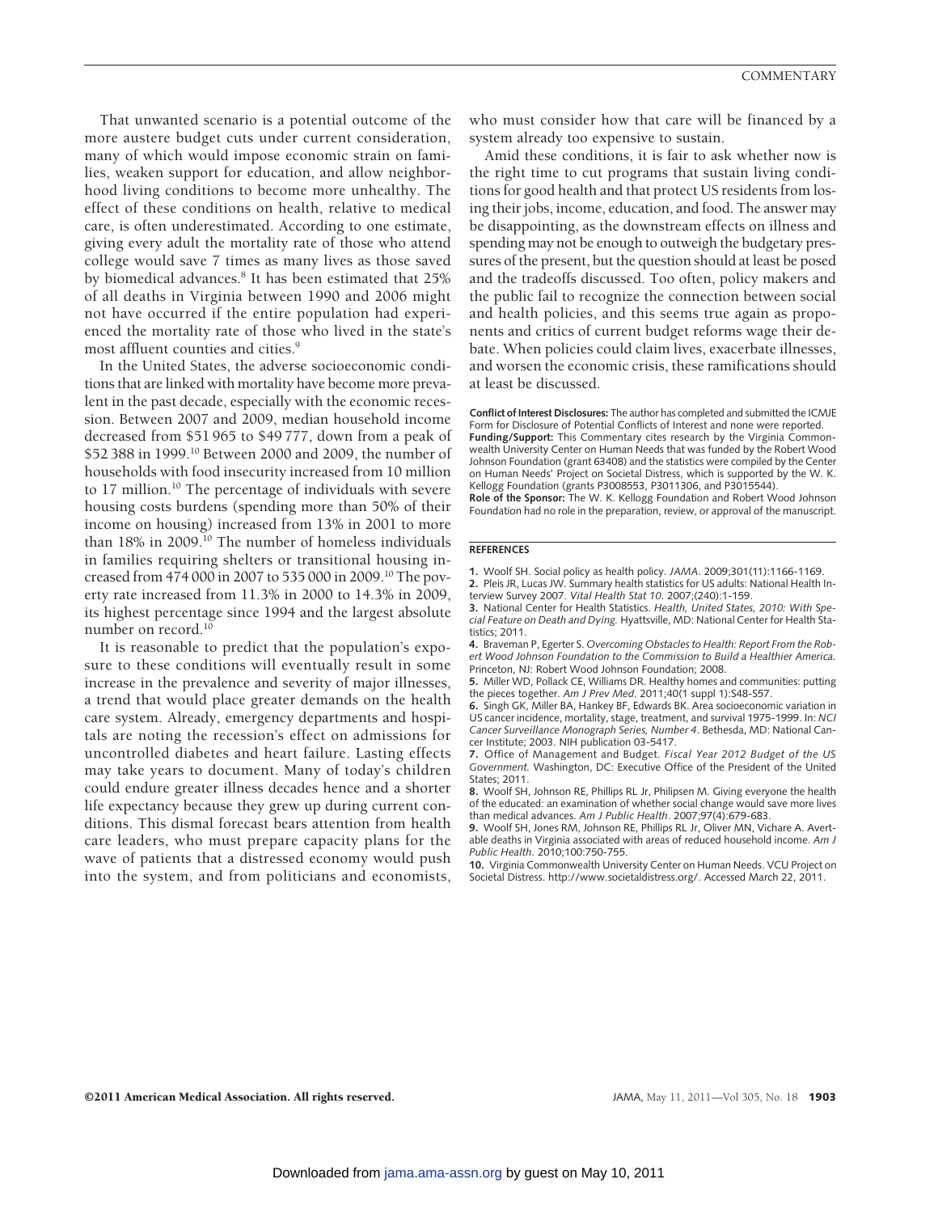That unwanted scenario is a potential outcome of the more austere budget cuts under current consideration, many of which would impose economic strain on families, weaken support for education, and allow neighborhood living conditions to become more unhealthy. The effect of these conditions on health, relative to medical care, is often underestimated. According to one estimate, giving every adult the mortality rate of those who attend college would save 7 times as many lives as those saved by biomedical advances.[8] It has been estimated that 25% of all deaths in Virginia between 1990 and 2006 might not have occurred if the entire population had experienced the mortality rate of those who lived in the state's most affluent counties and cities.[9]

In the United States, the adverse socioeconomic conditions that are linked with mortality have become more prevalent in the past decade, especially with the economic recession. Between 2007 and 2009, median household income decreased from \$51 965 to \$49 777, down from a peak of \$52 388 in 1999.[10] Between 2000 and 2009, the number of households with food insecurity increased from 10 million to 17 million.[10] The percentage of individuals with severe housing costs burdens (spending more than 50% of their income on housing) increased from 13% in 2001 to more than 18% in 2009.[10] The number of homeless individuals in families requiring shelters or transitional housing increased from 474 000 in 2007 to 535 000 in 2009.[10] The poverty rate increased from 11.3% in 2000 to 14.3% in 2009, its highest percentage since 1994 and the largest absolute number on record.[10]

It is reasonable to predict that the population's exposure to these conditions will eventually result in some increase in the prevalence and severity of major illnesses, a trend that would place greater demands on the health care system. Already, emergency departments and hospitals are noting the recession's effect on admissions for uncontrolled diabetes and heart failure. Lasting effects may take years to document. Many of today's children could endure greater illness decades hence and a shorter life expectancy because they grew up during current conditions. This dismal forecast bears attention from health care leaders, who must prepare capacity plans for the wave of patients that a distressed economy would push into the system, and from politicians and economists, who must consider how that care will be financed by a system already too expensive to sustain.

Amid these conditions, it is fair to ask whether now is the right time to cut programs that sustain living conditions for good health and that protect US residents from losing their jobs, income, education, and food. The answer may be disappointing, as the downstream effects on illness and spending may not be enough to outweigh the budgetary pressures of the present, but the question should at least be posed and the tradeoffs discussed. Too often, policy makers and the public fail to recognize the connection between social and health policies, and this seems true again as proponents and critics of current budget reforms wage their debate. When policies could claim lives, exacerbate illnesses, and worsen the economic crisis, these ramifications should at least be discussed.

**Conflict of Interest Disclosures:** The author has completed and submitted the ICMJE Form for Disclosure of Potential Conflicts of Interest and none were reported.
**Funding/Support:** This Commentary cites research by the Virginia Commonwealth University Center on Human Needs that was funded by the Robert Wood Johnson Foundation (grant 63408) and the statistics were compiled by the Center on Human Needs' Project on Societal Distress, which is supported by the W. K. Kellogg Foundation (grants P3008553, P3011306, and P3015544).
**Role of the Sponsor:** The W. K. Kellogg Foundation and Robert Wood Johnson Foundation had no role in the preparation, review, or approval of the manuscript.

## REFERENCES

1. Woolf SH. Social policy as health policy. *JAMA*. 2009;301(11):1166-1169.
2. Pleis JR, Lucas JW. Summary health statistics for US adults: National Health Interview Survey 2007. *Vital Health Stat 10*. 2007;(240):1-159.
3. National Center for Health Statistics. *Health, United States, 2010: With Special Feature on Death and Dying.* Hyattsville, MD: National Center for Health Statistics; 2011.
4. Braveman P, Egerter S. *Overcoming Obstacles to Health: Report From the Robert Wood Johnson Foundation to the Commission to Build a Healthier America.* Princeton, NJ: Robert Wood Johnson Foundation; 2008.
5. Miller WD, Pollack CE, Williams DR. Healthy homes and communities: putting the pieces together. *Am J Prev Med*. 2011;40(1 suppl 1):S48-S57.
6. Singh GK, Miller BA, Hankey BF, Edwards BK. Area socioeconomic variation in US cancer incidence, mortality, stage, treatment, and survival 1975-1999. In: *NCI Cancer Surveillance Monograph Series, Number 4*. Bethesda, MD: National Cancer Institute; 2003. NIH publication 03-5417.
7. Office of Management and Budget. *Fiscal Year 2012 Budget of the US Government.* Washington, DC: Executive Office of the President of the United States; 2011.
8. Woolf SH, Johnson RE, Phillips RL Jr, Philipsen M. Giving everyone the health of the educated: an examination of whether social change would save more lives than medical advances. *Am J Public Health*. 2007;97(4):679-683.
9. Woolf SH, Jones RM, Johnson RE, Phillips RL Jr, Oliver MN, Vichare A. Avertable deaths in Virginia associated with areas of reduced household income. *Am J Public Health*. 2010;100:750-755.
10. Virginia Commonwealth University Center on Human Needs. VCU Project on Societal Distress. http://www.societaldistress.org/. Accessed March 22, 2011.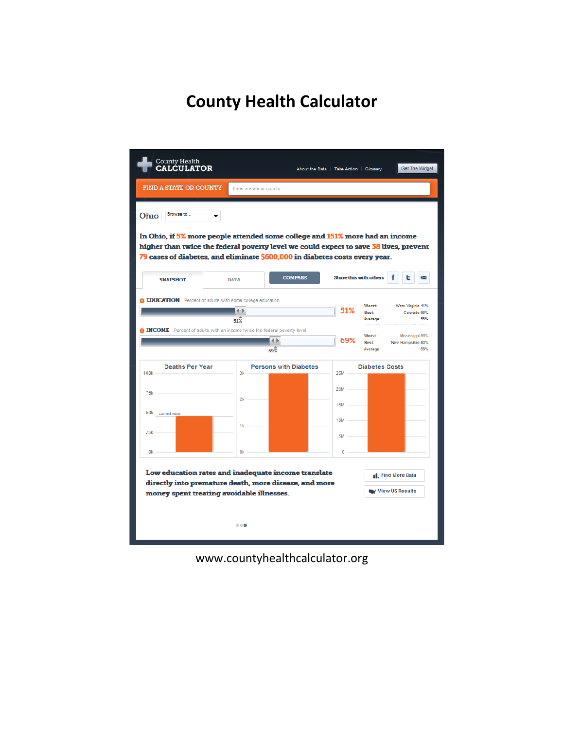# County Health Calculator

County Health
CALCULATOR

About the Data | Take Action | Glossary | Get The Widget

FIND A STATE OR COUNTY | Enter a state or county

Ohio | Browse to...

**In Ohio, if 5% more people attended some college and 151% more had an income higher than twice the federal poverty level we could expect to save 38 lives, prevent 79 cases of diabetes, and eliminate $600,000 in diabetes costs every year.**

SNAPSHOT | DATA | COMPARE | Share this with others

**EDUCATION** Percent of adults with some college education

51%

51%

Worst: West Virginia 41%
Best: Colorado 68%
Average: 58%

**INCOME** Percent of adults with an income twice the federal poverty level

69%

69%

Worst: Mississippi 55%
Best: New Hampshire 80%
Average: 68%

Deaths Per Year

100k
75k
50k
25k
0k
Current Value

Persons with Diabetes

3k
2k
1k
0k

Diabetes Costs

25M
20M
15M
10M
5M
0

**Low education rates and inadequate income translate directly into premature death, more disease, and more money spent treating avoidable illnesses.**

Find More Data

View US Results

www.countyhealthcalculator.org